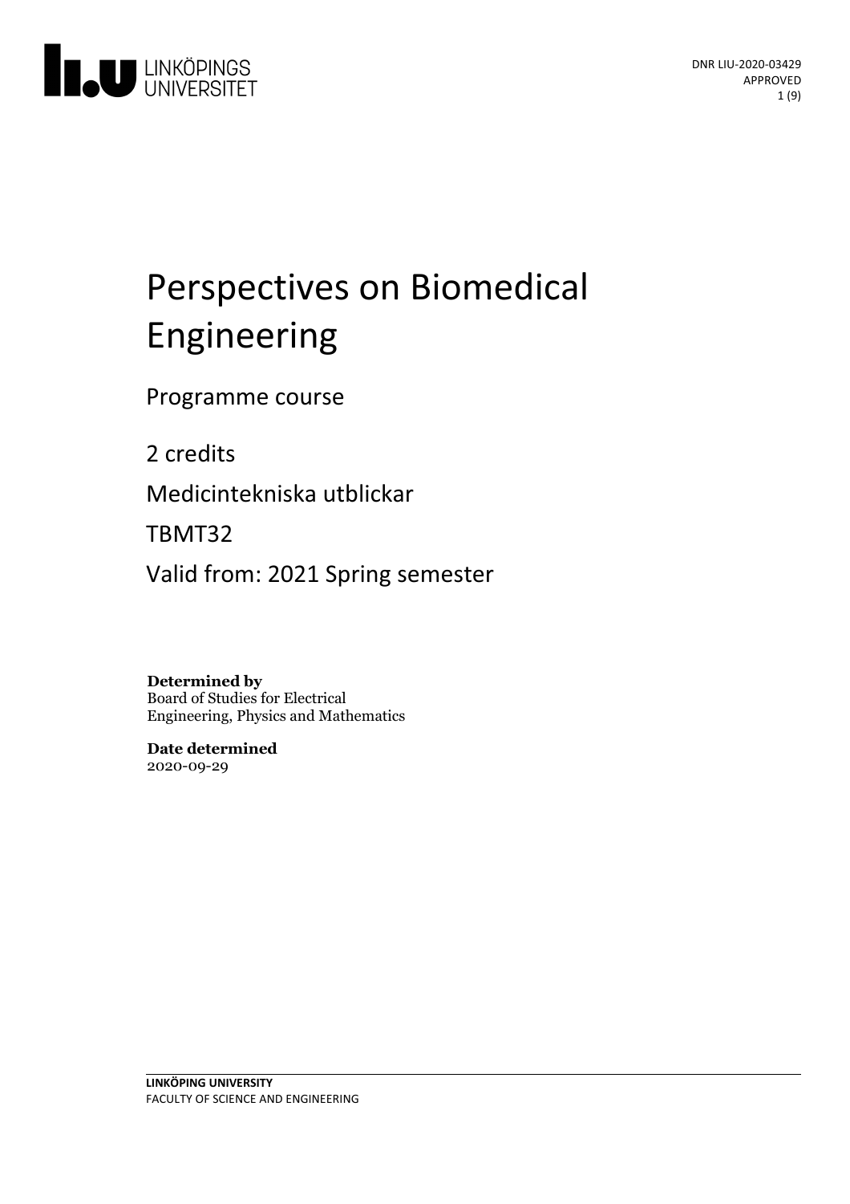# Perspectives on Biomedical Engineering

Programme course

2 credits

Medicintekniska utblickar

TBMT32

Valid from: 2021 Spring semester

**Determined by**
Board of Studies for Electrical Engineering, Physics and Mathematics

**Date determined**
2020-09-29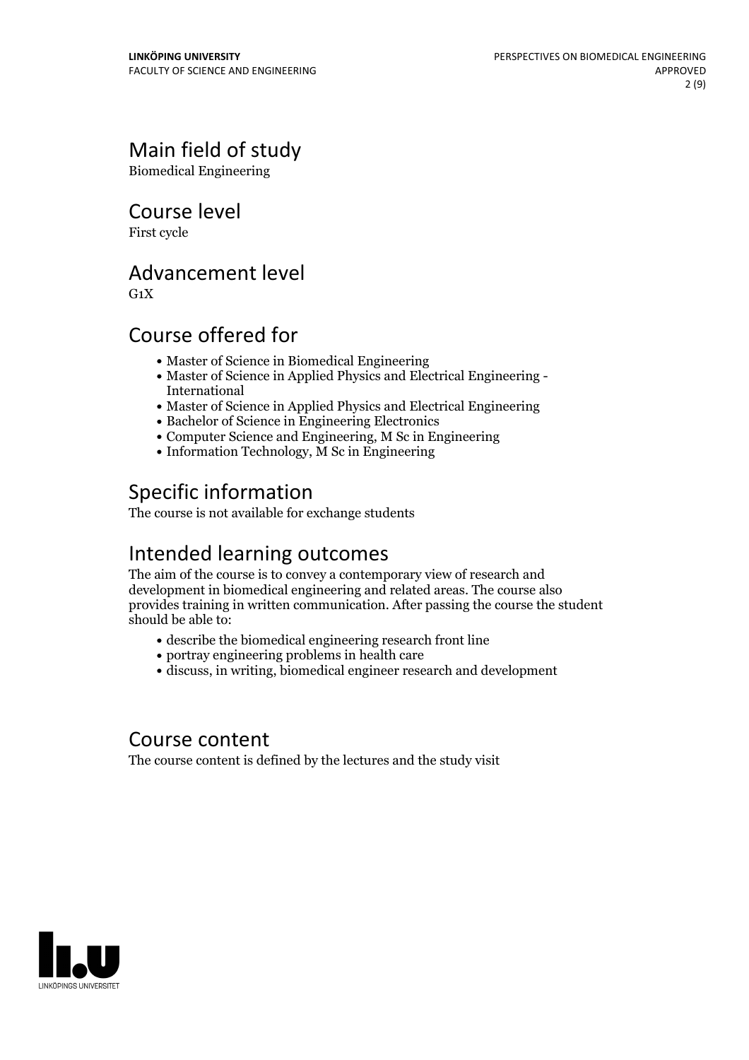## Main field of study

Biomedical Engineering

## Course level

First cycle

## Advancement level

G1X

## Course offered for

- Master of Science in Biomedical Engineering
- Master of Science in Applied Physics and Electrical Engineering - International
- Master of Science in Applied Physics and Electrical Engineering
- Bachelor of Science in Engineering Electronics
- Computer Science and Engineering, M Sc in Engineering
- Information Technology, M Sc in Engineering

## Specific information

The course is not available for exchange students

## Intended learning outcomes

The aim of the course is to convey a contemporary view of research and development in biomedical engineering and related areas. The course also provides training in written communication. After passing the course the student should be able to:

- describe the biomedical engineering research front line
- portray engineering problems in health care
- discuss, in writing, biomedical engineer research and development

## Course content

The course content is defined by the lectures and the study visit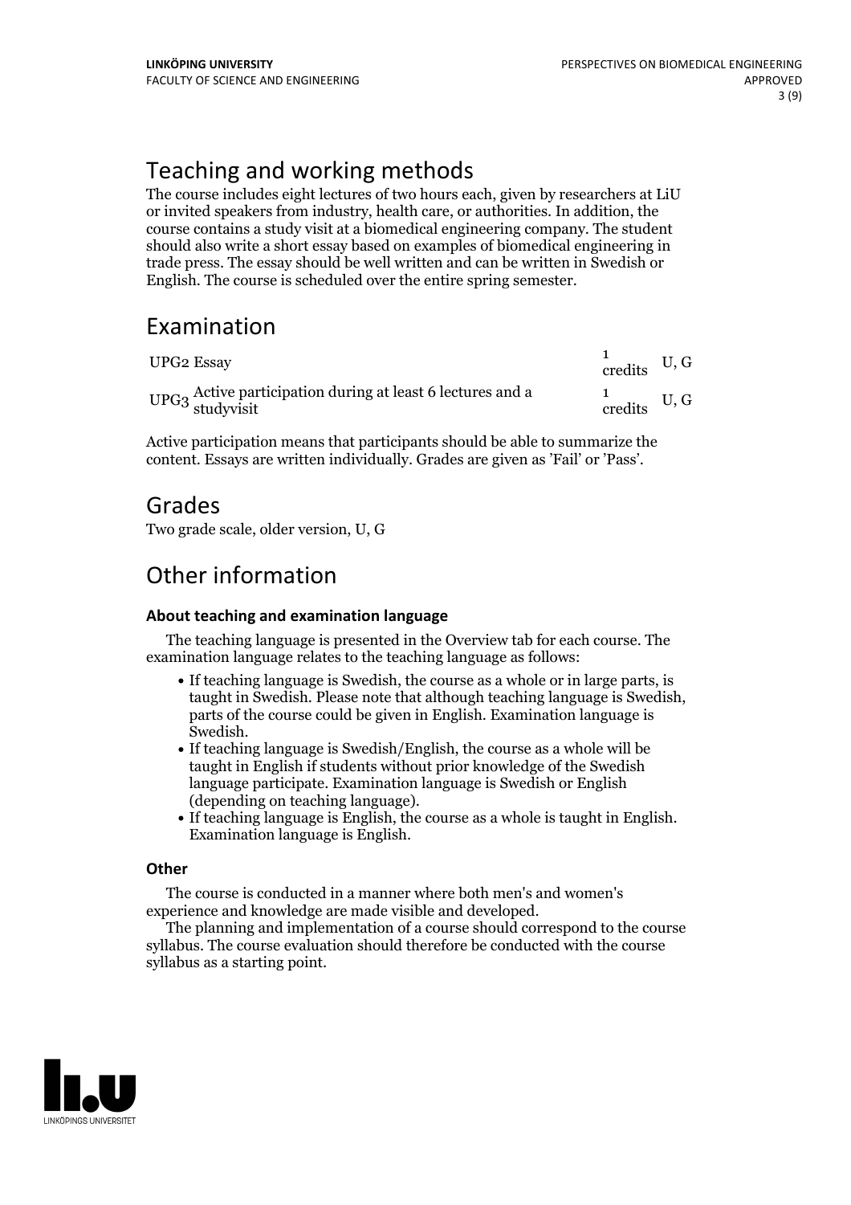# Teaching and working methods

The course includes eight lectures of two hours each, given by researchers at LiU or invited speakers from industry, health care, or authorities. In addition, the course contains a study visit at a biomedical engineering company. The student should also write a short essay based on examples of biomedical engineering in trade press. The essay should be well written and can be written in Swedish or English. The course is scheduled over the entire spring semester.

# Examination

| | | | |
|---|---|---|---|
| UPG2 | Essay | 1 credits | U, G |
| UPG3 | Active participation during at least 6 lectures and a studyvisit | 1 credits | U, G |

Active participation means that participants should be able to summarize the content. Essays are written individually. Grades are given as 'Fail' or 'Pass'.

# Grades

Two grade scale, older version, U, G

# Other information

### About teaching and examination language

The teaching language is presented in the Overview tab for each course. The examination language relates to the teaching language as follows:

- If teaching language is Swedish, the course as a whole or in large parts, is taught in Swedish. Please note that although teaching language is Swedish, parts of the course could be given in English. Examination language is Swedish.
- If teaching language is Swedish/English, the course as a whole will be taught in English if students without prior knowledge of the Swedish language participate. Examination language is Swedish or English (depending on teaching language).
- If teaching language is English, the course as a whole is taught in English. Examination language is English.

### Other

The course is conducted in a manner where both men's and women's experience and knowledge are made visible and developed.

The planning and implementation of a course should correspond to the course syllabus. The course evaluation should therefore be conducted with the course syllabus as a starting point.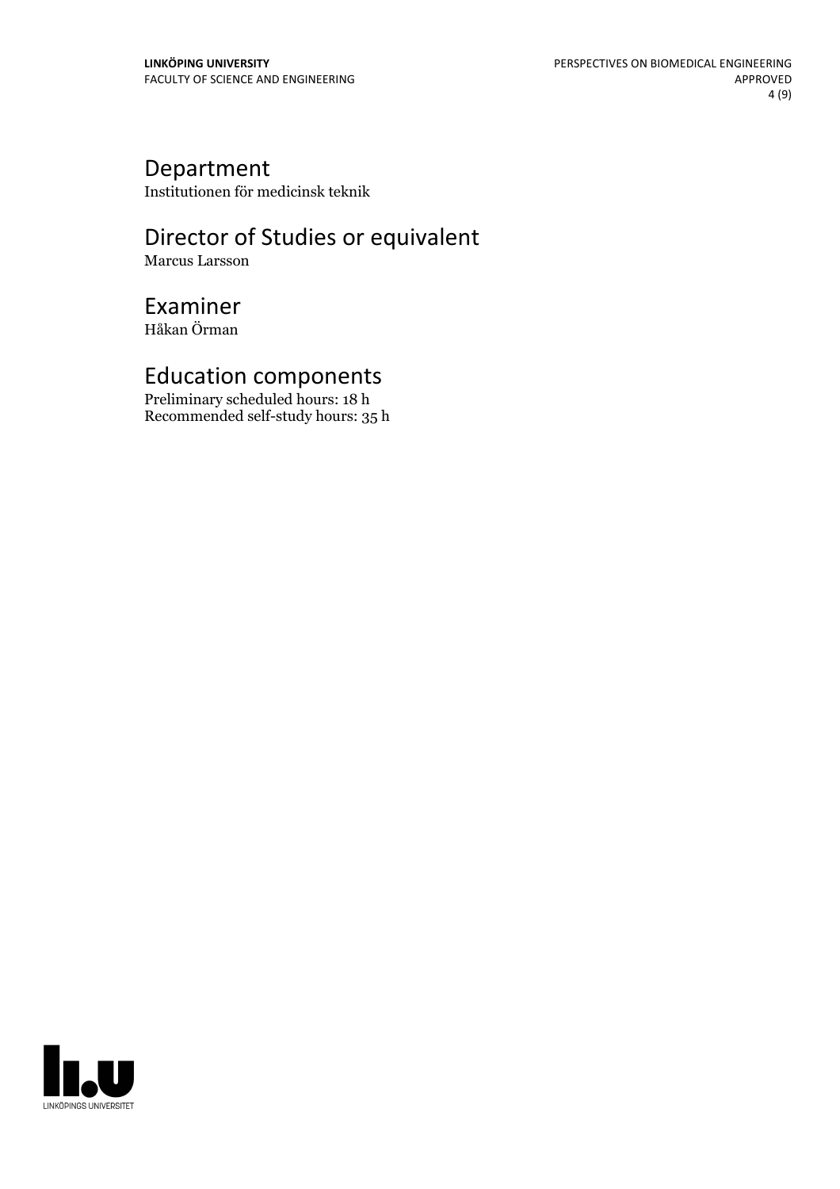## Department

Institutionen för medicinsk teknik

## Director of Studies or equivalent

Marcus Larsson

## Examiner

Håkan Örman

## Education components

Preliminary scheduled hours: 18 h
Recommended self-study hours: 35 h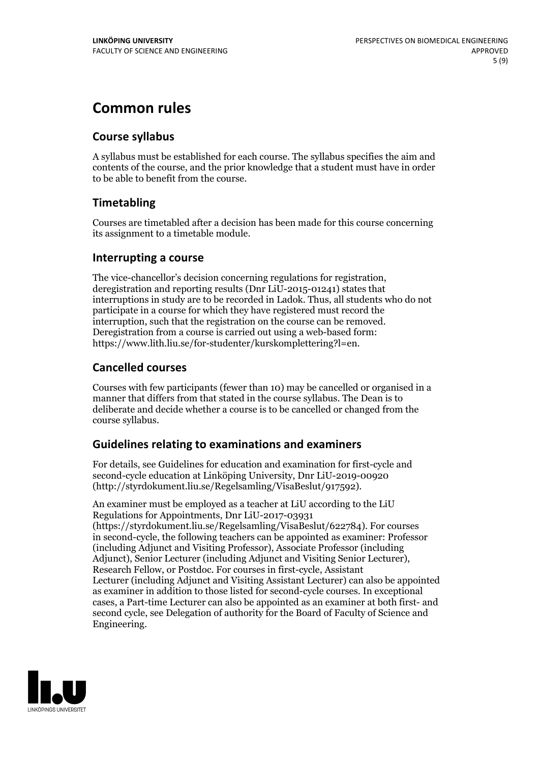# Common rules

## Course syllabus

A syllabus must be established for each course. The syllabus specifies the aim and contents of the course, and the prior knowledge that a student must have in order to be able to benefit from the course.

## Timetabling

Courses are timetabled after a decision has been made for this course concerning its assignment to a timetable module.

## Interrupting a course

The vice-chancellor's decision concerning regulations for registration, deregistration and reporting results (Dnr LiU-2015-01241) states that interruptions in study are to be recorded in Ladok. Thus, all students who do not participate in a course for which they have registered must record the interruption, such that the registration on the course can be removed. Deregistration from a course is carried out using a web-based form: https://www.lith.liu.se/for-studenter/kurskomplettering?l=en.

## Cancelled courses

Courses with few participants (fewer than 10) may be cancelled or organised in a manner that differs from that stated in the course syllabus. The Dean is to deliberate and decide whether a course is to be cancelled or changed from the course syllabus.

## Guidelines relating to examinations and examiners

For details, see Guidelines for education and examination for first-cycle and second-cycle education at Linköping University, Dnr LiU-2019-00920 (http://styrdokument.liu.se/Regelsamling/VisaBeslut/917592).

An examiner must be employed as a teacher at LiU according to the LiU Regulations for Appointments, Dnr LiU-2017-03931 (https://styrdokument.liu.se/Regelsamling/VisaBeslut/622784). For courses in second-cycle, the following teachers can be appointed as examiner: Professor (including Adjunct and Visiting Professor), Associate Professor (including Adjunct), Senior Lecturer (including Adjunct and Visiting Senior Lecturer), Research Fellow, or Postdoc. For courses in first-cycle, Assistant Lecturer (including Adjunct and Visiting Assistant Lecturer) can also be appointed as examiner in addition to those listed for second-cycle courses. In exceptional cases, a Part-time Lecturer can also be appointed as an examiner at both first- and second cycle, see Delegation of authority for the Board of Faculty of Science and Engineering.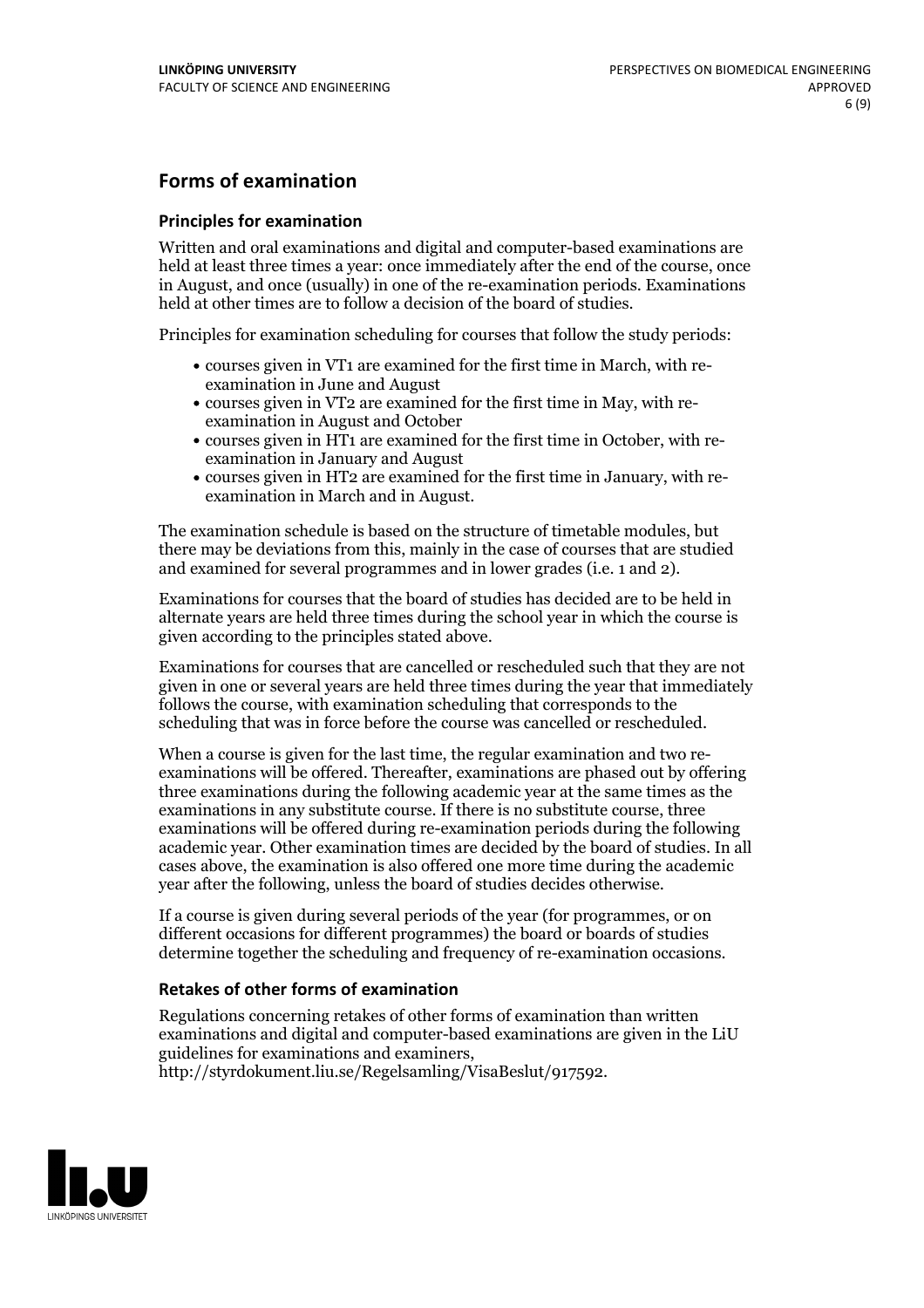## Forms of examination

### Principles for examination

Written and oral examinations and digital and computer-based examinations are held at least three times a year: once immediately after the end of the course, once in August, and once (usually) in one of the re-examination periods. Examinations held at other times are to follow a decision of the board of studies.

Principles for examination scheduling for courses that follow the study periods:

- courses given in VT1 are examined for the first time in March, with re-examination in June and August
- courses given in VT2 are examined for the first time in May, with re-examination in August and October
- courses given in HT1 are examined for the first time in October, with re-examination in January and August
- courses given in HT2 are examined for the first time in January, with re-examination in March and in August.

The examination schedule is based on the structure of timetable modules, but there may be deviations from this, mainly in the case of courses that are studied and examined for several programmes and in lower grades (i.e. 1 and 2).

Examinations for courses that the board of studies has decided are to be held in alternate years are held three times during the school year in which the course is given according to the principles stated above.

Examinations for courses that are cancelled or rescheduled such that they are not given in one or several years are held three times during the year that immediately follows the course, with examination scheduling that corresponds to the scheduling that was in force before the course was cancelled or rescheduled.

When a course is given for the last time, the regular examination and two re-examinations will be offered. Thereafter, examinations are phased out by offering three examinations during the following academic year at the same times as the examinations in any substitute course. If there is no substitute course, three examinations will be offered during re-examination periods during the following academic year. Other examination times are decided by the board of studies. In all cases above, the examination is also offered one more time during the academic year after the following, unless the board of studies decides otherwise.

If a course is given during several periods of the year (for programmes, or on different occasions for different programmes) the board or boards of studies determine together the scheduling and frequency of re-examination occasions.

### Retakes of other forms of examination

Regulations concerning retakes of other forms of examination than written examinations and digital and computer-based examinations are given in the LiU guidelines for examinations and examiners, http://styrdokument.liu.se/Regelsamling/VisaBeslut/917592.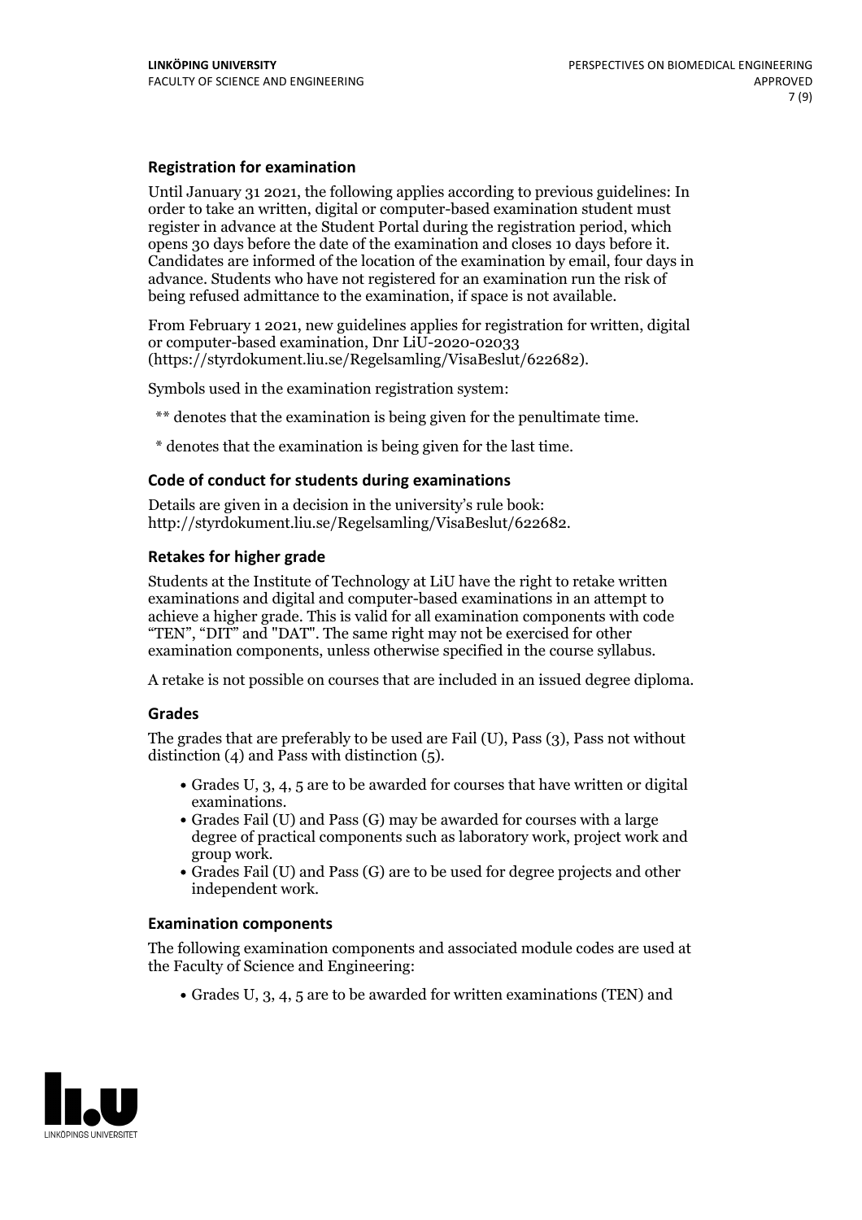### Registration for examination

Until January 31 2021, the following applies according to previous guidelines: In order to take an written, digital or computer-based examination student must register in advance at the Student Portal during the registration period, which opens 30 days before the date of the examination and closes 10 days before it. Candidates are informed of the location of the examination by email, four days in advance. Students who have not registered for an examination run the risk of being refused admittance to the examination, if space is not available.

From February 1 2021, new guidelines applies for registration for written, digital or computer-based examination, Dnr LiU-2020-02033 (https://styrdokument.liu.se/Regelsamling/VisaBeslut/622682).

Symbols used in the examination registration system:

** denotes that the examination is being given for the penultimate time.

* denotes that the examination is being given for the last time.

### Code of conduct for students during examinations

Details are given in a decision in the university's rule book: http://styrdokument.liu.se/Regelsamling/VisaBeslut/622682.

### Retakes for higher grade

Students at the Institute of Technology at LiU have the right to retake written examinations and digital and computer-based examinations in an attempt to achieve a higher grade. This is valid for all examination components with code "TEN", "DIT" and "DAT". The same right may not be exercised for other examination components, unless otherwise specified in the course syllabus.

A retake is not possible on courses that are included in an issued degree diploma.

### Grades

The grades that are preferably to be used are Fail (U), Pass (3), Pass not without distinction (4) and Pass with distinction (5).

- Grades U, 3, 4, 5 are to be awarded for courses that have written or digital examinations.
- Grades Fail (U) and Pass (G) may be awarded for courses with a large degree of practical components such as laboratory work, project work and group work.
- Grades Fail (U) and Pass (G) are to be used for degree projects and other independent work.

### Examination components

The following examination components and associated module codes are used at the Faculty of Science and Engineering:

- Grades U, 3, 4, 5 are to be awarded for written examinations (TEN) and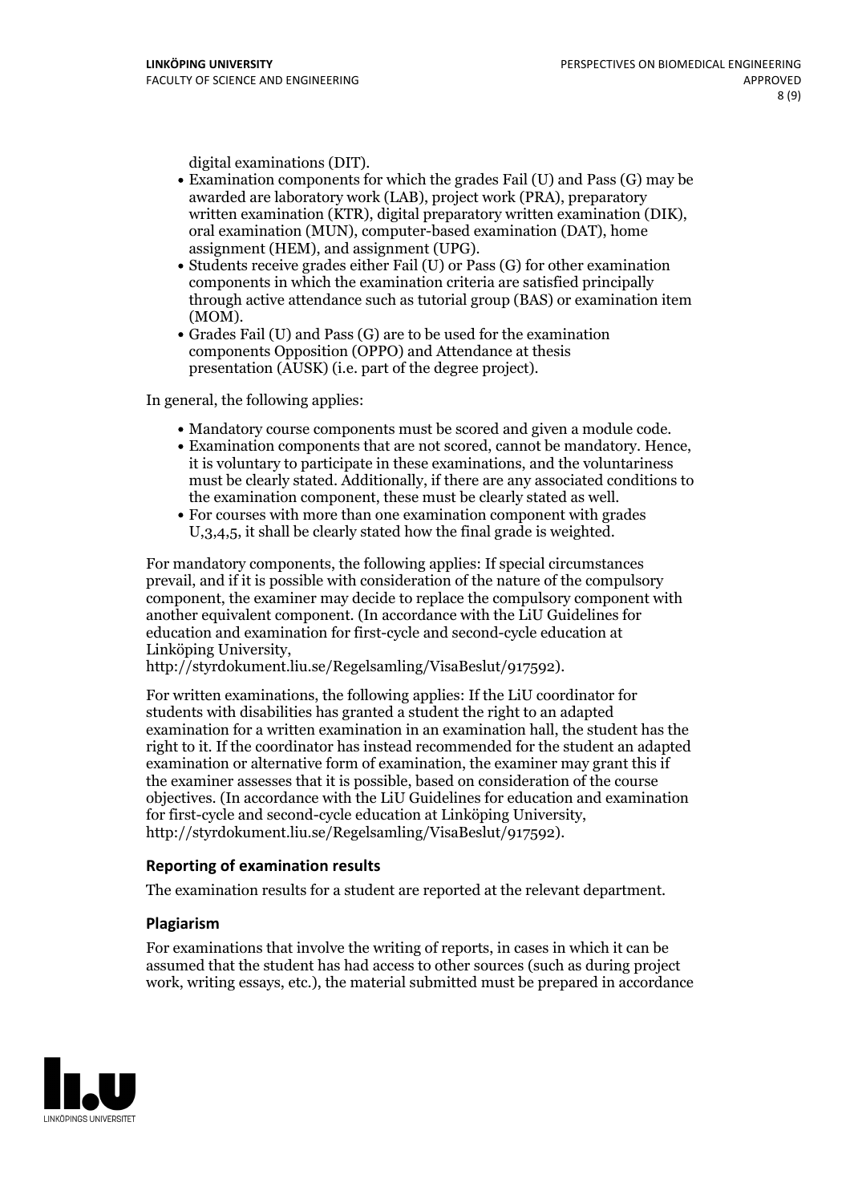digital examinations (DIT).

- Examination components for which the grades Fail (U) and Pass (G) may be awarded are laboratory work (LAB), project work (PRA), preparatory written examination (KTR), digital preparatory written examination (DIK), oral examination (MUN), computer-based examination (DAT), home assignment (HEM), and assignment (UPG).
- Students receive grades either Fail (U) or Pass (G) for other examination components in which the examination criteria are satisfied principally through active attendance such as tutorial group (BAS) or examination item (MOM).
- Grades Fail (U) and Pass (G) are to be used for the examination components Opposition (OPPO) and Attendance at thesis presentation (AUSK) (i.e. part of the degree project).

In general, the following applies:

- Mandatory course components must be scored and given a module code.
- Examination components that are not scored, cannot be mandatory. Hence, it is voluntary to participate in these examinations, and the voluntariness must be clearly stated. Additionally, if there are any associated conditions to the examination component, these must be clearly stated as well.
- For courses with more than one examination component with grades U,3,4,5, it shall be clearly stated how the final grade is weighted.

For mandatory components, the following applies: If special circumstances prevail, and if it is possible with consideration of the nature of the compulsory component, the examiner may decide to replace the compulsory component with another equivalent component. (In accordance with the LiU Guidelines for education and examination for first-cycle and second-cycle education at Linköping University, http://styrdokument.liu.se/Regelsamling/VisaBeslut/917592).

For written examinations, the following applies: If the LiU coordinator for students with disabilities has granted a student the right to an adapted examination for a written examination in an examination hall, the student has the right to it. If the coordinator has instead recommended for the student an adapted examination or alternative form of examination, the examiner may grant this if the examiner assesses that it is possible, based on consideration of the course objectives. (In accordance with the LiU Guidelines for education and examination for first-cycle and second-cycle education at Linköping University, http://styrdokument.liu.se/Regelsamling/VisaBeslut/917592).

### Reporting of examination results

The examination results for a student are reported at the relevant department.

### Plagiarism

For examinations that involve the writing of reports, in cases in which it can be assumed that the student has had access to other sources (such as during project work, writing essays, etc.), the material submitted must be prepared in accordance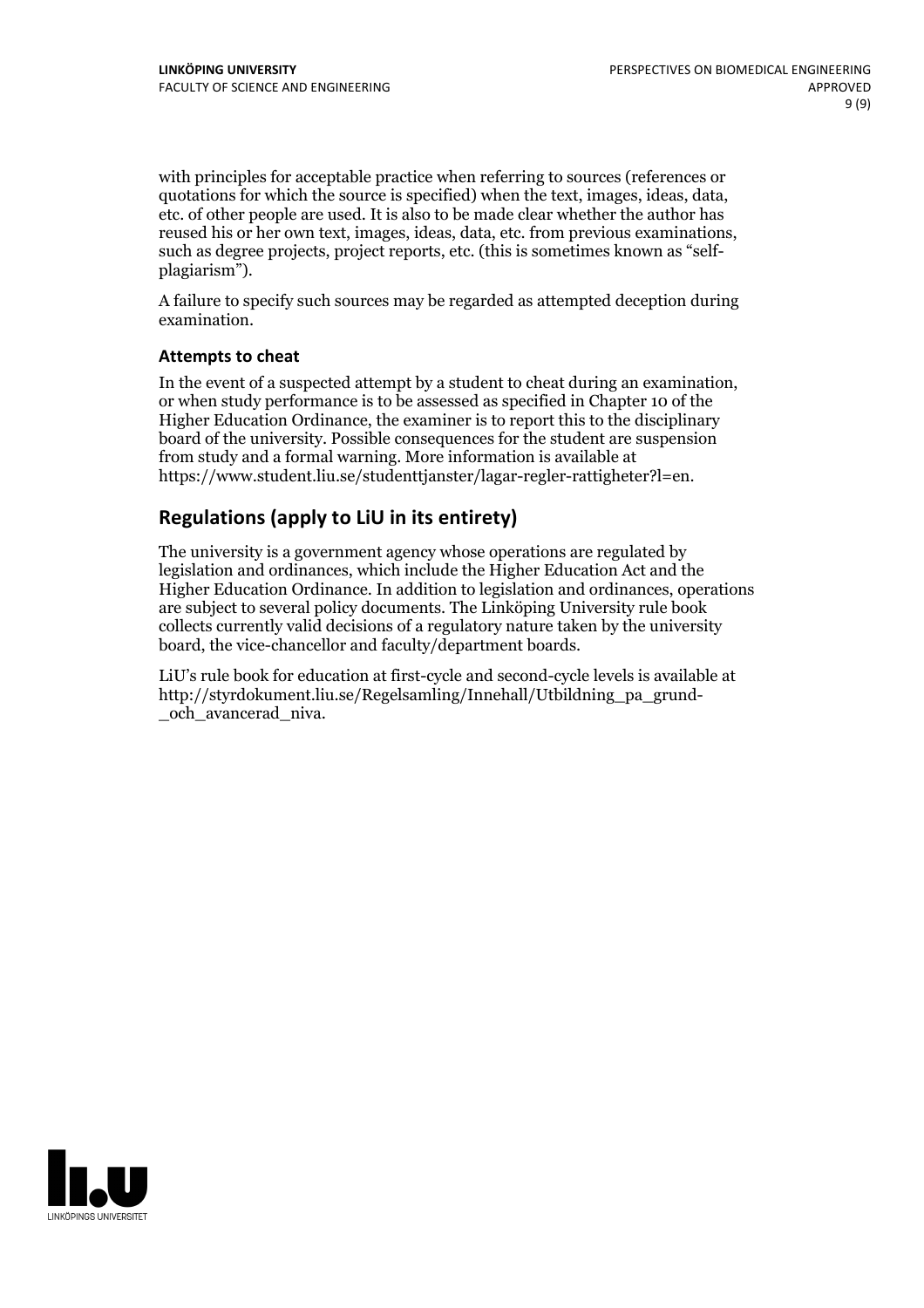with principles for acceptable practice when referring to sources (references or quotations for which the source is specified) when the text, images, ideas, data, etc. of other people are used. It is also to be made clear whether the author has reused his or her own text, images, ideas, data, etc. from previous examinations, such as degree projects, project reports, etc. (this is sometimes known as "self-plagiarism").

A failure to specify such sources may be regarded as attempted deception during examination.

### Attempts to cheat

In the event of a suspected attempt by a student to cheat during an examination, or when study performance is to be assessed as specified in Chapter 10 of the Higher Education Ordinance, the examiner is to report this to the disciplinary board of the university. Possible consequences for the student are suspension from study and a formal warning. More information is available at https://www.student.liu.se/studenttjanster/lagar-regler-rattigheter?l=en.

## Regulations (apply to LiU in its entirety)

The university is a government agency whose operations are regulated by legislation and ordinances, which include the Higher Education Act and the Higher Education Ordinance. In addition to legislation and ordinances, operations are subject to several policy documents. The Linköping University rule book collects currently valid decisions of a regulatory nature taken by the university board, the vice-chancellor and faculty/department boards.

LiU's rule book for education at first-cycle and second-cycle levels is available at http://styrdokument.liu.se/Regelsamling/Innehall/Utbildning_pa_grund-_och_avancerad_niva.